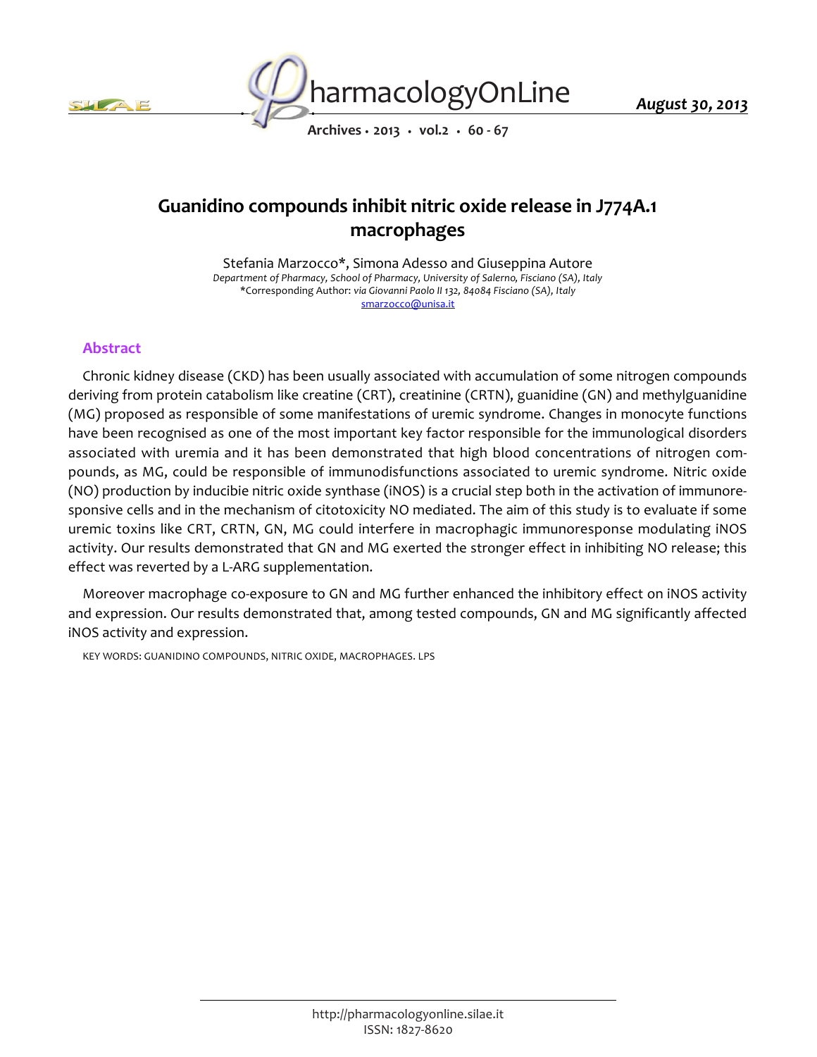# Guanidino compounds inhibit nitric oxide release in J774A.1 macrophages

Stefania Marzocco*, Simona Adesso and Giuseppina Autore

*Department of Pharmacy, School of Pharmacy, University of Salerno, Fisciano (SA), Italy*

*Corresponding Author: *via Giovanni Paolo II 132, 84084 Fisciano (SA), Italy*

smarzocco@unisa.it

## Abstract

Chronic kidney disease (CKD) has been usually associated with accumulation of some nitrogen compounds deriving from protein catabolism like creatine (CRT), creatinine (CRTN), guanidine (GN) and methylguanidine (MG) proposed as responsible of some manifestations of uremic syndrome. Changes in monocyte functions have been recognised as one of the most important key factor responsible for the immunological disorders associated with uremia and it has been demonstrated that high blood concentrations of nitrogen compounds, as MG, could be responsible of immunodisfunctions associated to uremic syndrome. Nitric oxide (NO) production by inducibie nitric oxide synthase (iNOS) is a crucial step both in the activation of immunoresponsive cells and in the mechanism of citotoxicity NO mediated. The aim of this study is to evaluate if some uremic toxins like CRT, CRTN, GN, MG could interfere in macrophagic immunoresponse modulating iNOS activity. Our results demonstrated that GN and MG exerted the stronger effect in inhibiting NO release; this effect was reverted by a L-ARG supplementation.

Moreover macrophage co-exposure to GN and MG further enhanced the inhibitory effect on iNOS activity and expression. Our results demonstrated that, among tested compounds, GN and MG significantly affected iNOS activity and expression.

KEY WORDS: GUANIDINO COMPOUNDS, NITRIC OXIDE, MACROPHAGES. LPS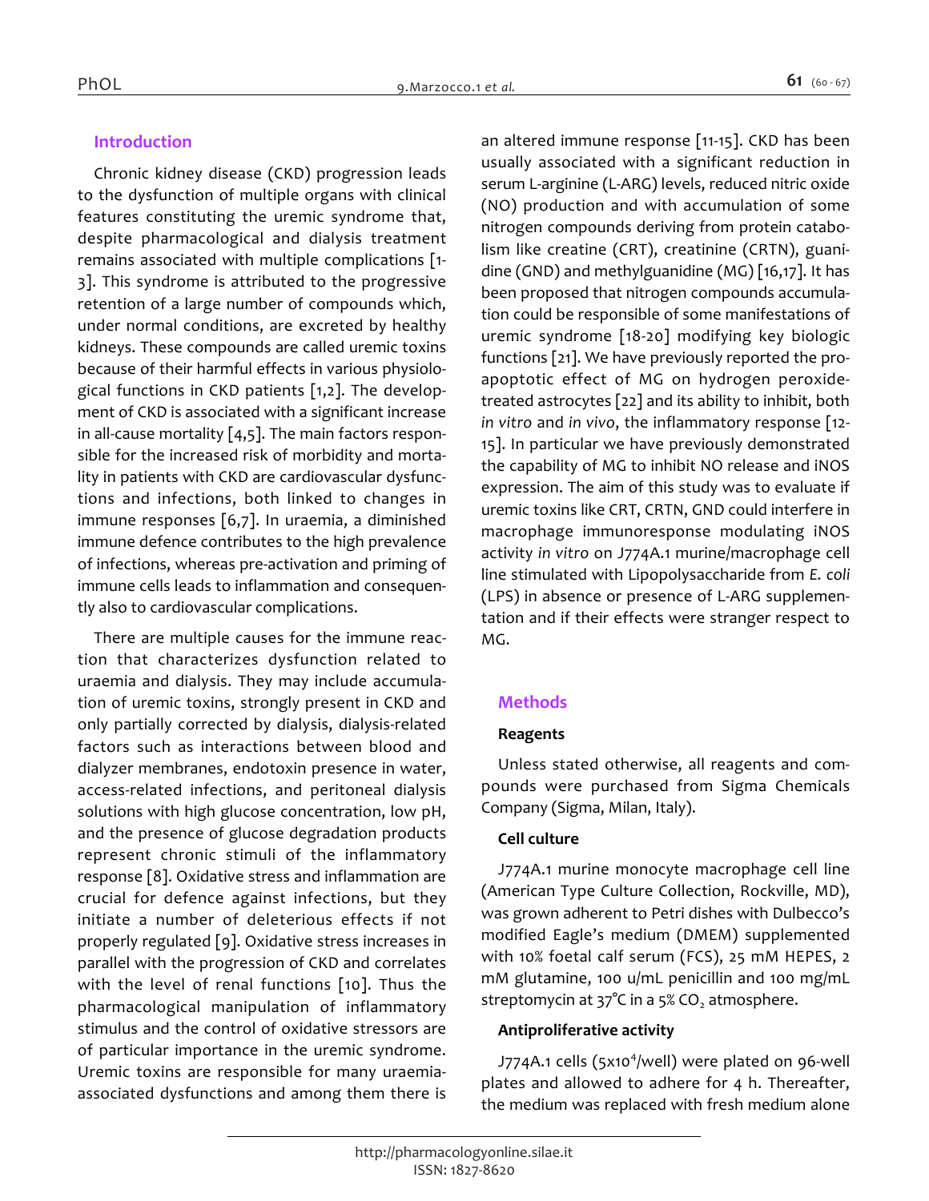## Introduction

Chronic kidney disease (CKD) progression leads to the dysfunction of multiple organs with clinical features constituting the uremic syndrome that, despite pharmacological and dialysis treatment remains associated with multiple complications [1-3]. This syndrome is attributed to the progressive retention of a large number of compounds which, under normal conditions, are excreted by healthy kidneys. These compounds are called uremic toxins because of their harmful effects in various physiological functions in CKD patients [1,2]. The development of CKD is associated with a significant increase in all-cause mortality [4,5]. The main factors responsible for the increased risk of morbidity and mortality in patients with CKD are cardiovascular dysfunctions and infections, both linked to changes in immune responses [6,7]. In uraemia, a diminished immune defence contributes to the high prevalence of infections, whereas pre-activation and priming of immune cells leads to inflammation and consequently also to cardiovascular complications.

There are multiple causes for the immune reaction that characterizes dysfunction related to uraemia and dialysis. They may include accumulation of uremic toxins, strongly present in CKD and only partially corrected by dialysis, dialysis-related factors such as interactions between blood and dialyzer membranes, endotoxin presence in water, access-related infections, and peritoneal dialysis solutions with high glucose concentration, low pH, and the presence of glucose degradation products represent chronic stimuli of the inflammatory response [8]. Oxidative stress and inflammation are crucial for defence against infections, but they initiate a number of deleterious effects if not properly regulated [9]. Oxidative stress increases in parallel with the progression of CKD and correlates with the level of renal functions [10]. Thus the pharmacological manipulation of inflammatory stimulus and the control of oxidative stressors are of particular importance in the uremic syndrome. Uremic toxins are responsible for many uraemia-associated dysfunctions and among them there is an altered immune response [11-15]. CKD has been usually associated with a significant reduction in serum L-arginine (L-ARG) levels, reduced nitric oxide (NO) production and with accumulation of some nitrogen compounds deriving from protein catabolism like creatine (CRT), creatinine (CRTN), guanidine (GND) and methylguanidine (MG) [16,17]. It has been proposed that nitrogen compounds accumulation could be responsible of some manifestations of uremic syndrome [18-20] modifying key biologic functions [21]. We have previously reported the pro-apoptotic effect of MG on hydrogen peroxide-treated astrocytes [22] and its ability to inhibit, both *in vitro* and *in vivo*, the inflammatory response [12-15]. In particular we have previously demonstrated the capability of MG to inhibit NO release and iNOS expression. The aim of this study was to evaluate if uremic toxins like CRT, CRTN, GND could interfere in macrophage immunoresponse modulating iNOS activity *in vitro* on J774A.1 murine/macrophage cell line stimulated with Lipopolysaccharide from *E. coli* (LPS) in absence or presence of L-ARG supplementation and if their effects were stranger respect to MG.

## Methods

### Reagents

Unless stated otherwise, all reagents and compounds were purchased from Sigma Chemicals Company (Sigma, Milan, Italy).

### Cell culture

J774A.1 murine monocyte macrophage cell line (American Type Culture Collection, Rockville, MD), was grown adherent to Petri dishes with Dulbecco's modified Eagle's medium (DMEM) supplemented with 10% foetal calf serum (FCS), 25 mM HEPES, 2 mM glutamine, 100 u/mL penicillin and 100 mg/mL streptomycin at 37°C in a 5% $CO_2$ atmosphere.

### Antiproliferative activity

J774A.1 cells ($5 \times 10^4$/well) were plated on 96-well plates and allowed to adhere for 4 h. Thereafter, the medium was replaced with fresh medium alone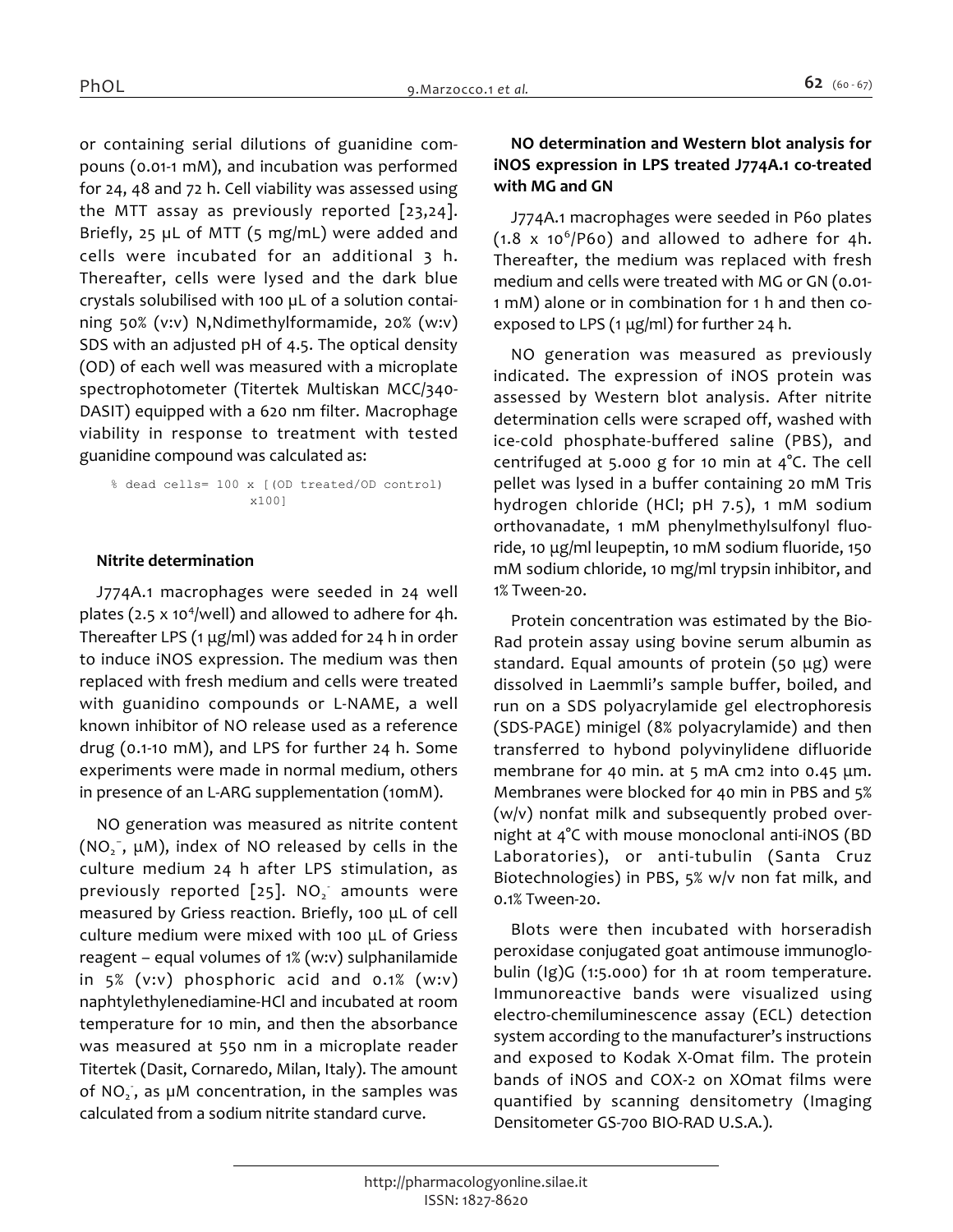or containing serial dilutions of guanidine compouns (0.01-1 mM), and incubation was performed for 24, 48 and 72 h. Cell viability was assessed using the MTT assay as previously reported [23,24]. Briefly, 25 µL of MTT (5 mg/mL) were added and cells were incubated for an additional 3 h. Thereafter, cells were lysed and the dark blue crystals solubilised with 100 µL of a solution containing 50% (v:v) N,Ndimethylformamide, 20% (w:v) SDS with an adjusted pH of 4.5. The optical density (OD) of each well was measured with a microplate spectrophotometer (Titertek Multiskan MCC/340-DASIT) equipped with a 620 nm filter. Macrophage viability in response to treatment with tested guanidine compound was calculated as:

```
% dead cells= 100 x [(OD treated/OD control)
                    x100]
```

### Nitrite determination

J774A.1 macrophages were seeded in 24 well plates (2.5 x $10^4$/well) and allowed to adhere for 4h. Thereafter LPS (1 µg/ml) was added for 24 h in order to induce iNOS expression. The medium was then replaced with fresh medium and cells were treated with guanidino compounds or L-NAME, a well known inhibitor of NO release used as a reference drug (0.1-10 mM), and LPS for further 24 h. Some experiments were made in normal medium, others in presence of an L-ARG supplementation (10mM).

NO generation was measured as nitrite content ($NO_2^-$, µM), index of NO released by cells in the culture medium 24 h after LPS stimulation, as previously reported [25]. $NO_2^-$ amounts were measured by Griess reaction. Briefly, 100 µL of cell culture medium were mixed with 100 µL of Griess reagent – equal volumes of 1% (w:v) sulphanilamide in 5% (v:v) phosphoric acid and 0.1% (w:v) naphtylethylenediamine-HCl and incubated at room temperature for 10 min, and then the absorbance was measured at 550 nm in a microplate reader Titertek (Dasit, Cornaredo, Milan, Italy). The amount of $NO_2^-$, as µM concentration, in the samples was calculated from a sodium nitrite standard curve.

### NO determination and Western blot analysis for iNOS expression in LPS treated J774A.1 co-treated with MG and GN

J774A.1 macrophages were seeded in P60 plates (1.8 x $10^6$/P60) and allowed to adhere for 4h. Thereafter, the medium was replaced with fresh medium and cells were treated with MG or GN (0.01-1 mM) alone or in combination for 1 h and then co-exposed to LPS (1 µg/ml) for further 24 h.

NO generation was measured as previously indicated. The expression of iNOS protein was assessed by Western blot analysis. After nitrite determination cells were scraped off, washed with ice-cold phosphate-buffered saline (PBS), and centrifuged at 5.000 g for 10 min at 4°C. The cell pellet was lysed in a buffer containing 20 mM Tris hydrogen chloride (HCl; pH 7.5), 1 mM sodium orthovanadate, 1 mM phenylmethylsulfonyl fluoride, 10 µg/ml leupeptin, 10 mM sodium fluoride, 150 mM sodium chloride, 10 mg/ml trypsin inhibitor, and 1% Tween-20.

Protein concentration was estimated by the Bio-Rad protein assay using bovine serum albumin as standard. Equal amounts of protein (50 µg) were dissolved in Laemmli's sample buffer, boiled, and run on a SDS polyacrylamide gel electrophoresis (SDS-PAGE) minigel (8% polyacrylamide) and then transferred to hybond polyvinylidene difluoride membrane for 40 min. at 5 mA cm2 into 0.45 µm. Membranes were blocked for 40 min in PBS and 5% (w/v) nonfat milk and subsequently probed overnight at 4°C with mouse monoclonal anti-iNOS (BD Laboratories), or anti-tubulin (Santa Cruz Biotechnologies) in PBS, 5% w/v non fat milk, and 0.1% Tween-20.

Blots were then incubated with horseradish peroxidase conjugated goat antimouse immunoglobulin (Ig)G (1:5.000) for 1h at room temperature. Immunoreactive bands were visualized using electro-chemiluminescence assay (ECL) detection system according to the manufacturer's instructions and exposed to Kodak X-Omat film. The protein bands of iNOS and COX-2 on XOmat films were quantified by scanning densitometry (Imaging Densitometer GS-700 BIO-RAD U.S.A.).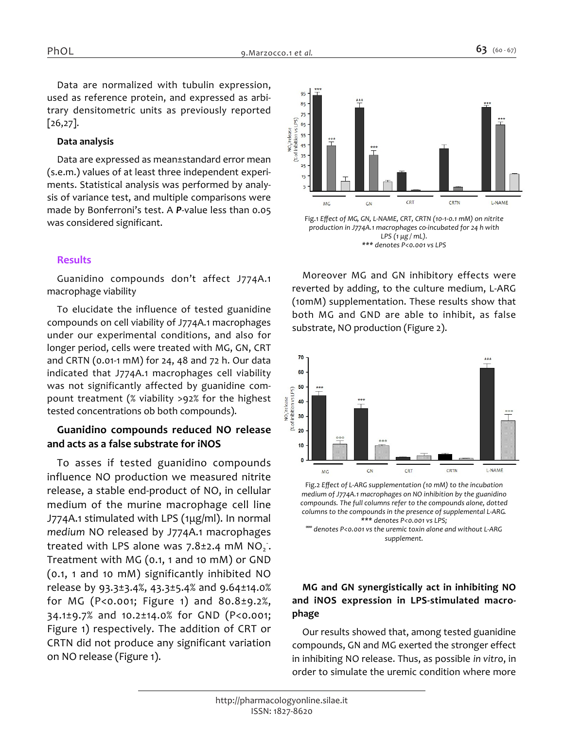Data are normalized with tubulin expression, used as reference protein, and expressed as arbitrary densitometric units as previously reported [26,27].

### Data analysis

Data are expressed as mean±standard error mean (s.e.m.) values of at least three independent experiments. Statistical analysis was performed by analysis of variance test, and multiple comparisons were made by Bonferroni's test. A ***P***-value less than 0.05 was considered significant.

## Results

Guanidino compounds don't affect J774A.1 macrophage viability

To elucidate the influence of tested guanidine compounds on cell viability of J774A.1 macrophages under our experimental conditions, and also for longer period, cells were treated with MG, GN, CRT and CRTN (0.01-1 mM) for 24, 48 and 72 h. Our data indicated that J774A.1 macrophages cell viability was not significantly affected by guanidine compount treatment (% viability >92% for the highest tested concentrations ob both compounds).

### Guanidino compounds reduced NO release and acts as a false substrate for iNOS

To asses if tested guanidino compounds influence NO production we measured nitrite release, a stable end-product of NO, in cellular medium of the murine macrophage cell line J774A.1 stimulated with LPS (1µg/ml). In normal *medium* NO released by J774A.1 macrophages treated with LPS alone was 7.8±2.4 mM $NO_2^-$. Treatment with MG (0.1, 1 and 10 mM) or GND (0.1, 1 and 10 mM) significantly inhibited NO release by 93.3±3.4%, 43.3±5.4% and 9.64±14.0% for MG (P<0.001; Figure 1) and 80.8±9.2%, 34.1±9.7% and 10.2±14.0% for GND (P<0.001; Figure 1) respectively. The addition of CRT or CRTN did not produce any significant variation on NO release (Figure 1).

Fig.1 *Effect of MG, GN, L-NAME, CRT, CRTN (10-1-0.1 mM) on nitrite production in J774A.1 macrophages co-incubated for 24 h with LPS (1 µg / mL).*
*\*\*\* denotes P<0.001 vs LPS*

Moreover MG and GN inhibitory effects were reverted by adding, to the culture medium, L-ARG (10mM) supplementation. These results show that both MG and GND are able to inhibit, as false substrate, NO production (Figure 2).

Fig.2 *Effect of L-ARG supplementation (10 mM) to the incubation medium of J774A.1 macrophages on NO inhibition by the guanidino compounds. The full columns refer to the compounds alone, dotted columns to the compounds in the presence of supplemental L-ARG.*
*\*\*\* denotes P<0.001 vs LPS;*
*°°° denotes P<0.001 vs the uremic toxin alone and without L-ARG supplement.*

### MG and GN synergistically act in inhibiting NO and iNOS expression in LPS-stimulated macrophage

Our results showed that, among tested guanidine compounds, GN and MG exerted the stronger effect in inhibiting NO release. Thus, as possible *in vitro*, in order to simulate the uremic condition where more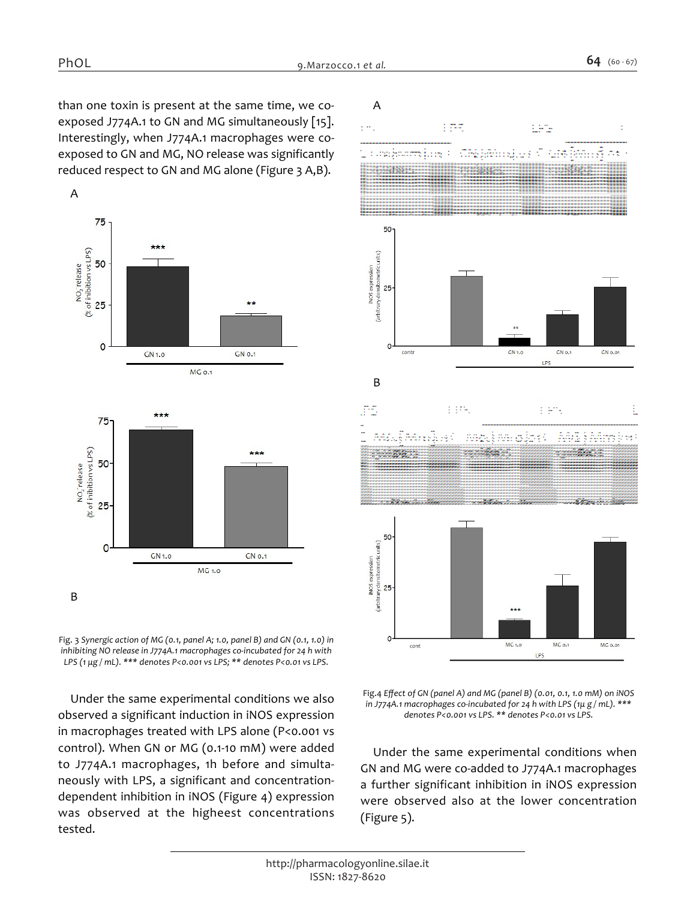than one toxin is present at the same time, we co-exposed J774A.1 to GN and MG simultaneously [15]. Interestingly, when J774A.1 macrophages were co-exposed to GN and MG, NO release was significantly reduced respect to GN and MG alone (Figure 3 A,B).

Fig. 3 *Synergic action of MG (0.1, panel A; 1.0, panel B) and GN (0.1, 1.0) in inhibiting NO release in J774A.1 macrophages co-incubated for 24 h with LPS (1 µg / mL). \*\*\* denotes P<0.001 vs LPS; \*\* denotes P<0.01 vs LPS.*

Under the same experimental conditions we also observed a significant induction in iNOS expression in macrophages treated with LPS alone (P<0.001 vs control). When GN or MG (0.1-10 mM) were added to J774A.1 macrophages, 1h before and simultaneously with LPS, a significant and concentration-dependent inhibition in iNOS (Figure 4) expression was observed at the higheest concentrations tested.

Fig.4 *Effect of GN (panel A) and MG (panel B) (0.01, 0.1, 1.0 mM) on iNOS in J774A.1 macrophages co-incubated for 24 h with LPS (1µ g / mL). \*\*\* denotes P<0.001 vs LPS. \*\* denotes P<0.01 vs LPS.*

Under the same experimental conditions when GN and MG were co-added to J774A.1 macrophages a further significant inhibition in iNOS expression were observed also at the lower concentration (Figure 5).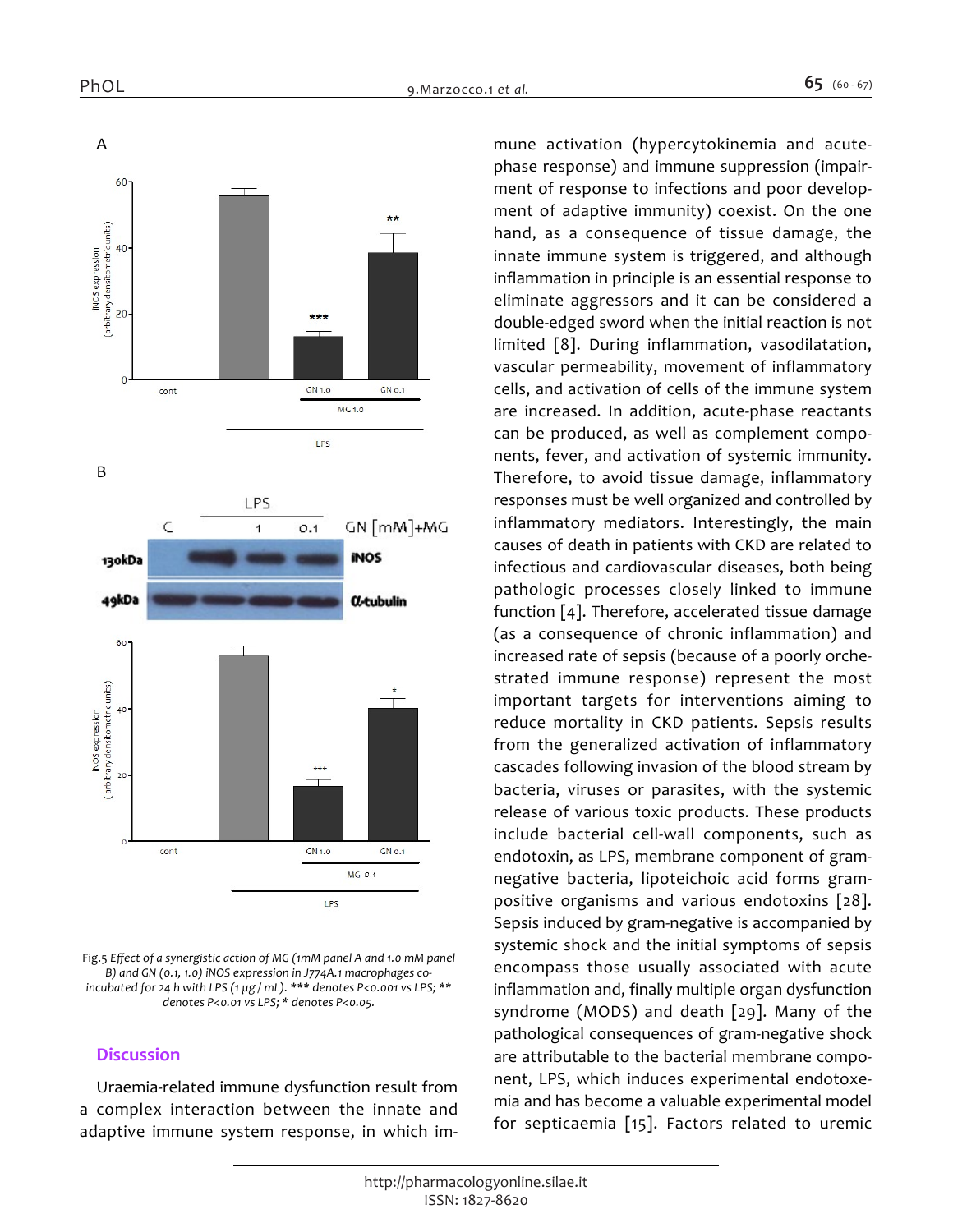Fig.5 *Effect of a synergistic action of MG (1mM panel A and 1.0 mM panel B) and GN (0.1, 1.0) iNOS expression in J774A.1 macrophages co-incubated for 24 h with LPS (1 μg / mL). \*\*\* denotes P<0.001 vs LPS; \*\* denotes P<0.01 vs LPS; \* denotes P<0.05.*

## Discussion

Uraemia-related immune dysfunction result from a complex interaction between the innate and adaptive immune system response, in which immune activation (hypercytokinemia and acute-phase response) and immune suppression (impairment of response to infections and poor development of adaptive immunity) coexist. On the one hand, as a consequence of tissue damage, the innate immune system is triggered, and although inflammation in principle is an essential response to eliminate aggressors and it can be considered a double-edged sword when the initial reaction is not limited [8]. During inflammation, vasodilatation, vascular permeability, movement of inflammatory cells, and activation of cells of the immune system are increased. In addition, acute-phase reactants can be produced, as well as complement components, fever, and activation of systemic immunity. Therefore, to avoid tissue damage, inflammatory responses must be well organized and controlled by inflammatory mediators. Interestingly, the main causes of death in patients with CKD are related to infectious and cardiovascular diseases, both being pathologic processes closely linked to immune function [4]. Therefore, accelerated tissue damage (as a consequence of chronic inflammation) and increased rate of sepsis (because of a poorly orchestrated immune response) represent the most important targets for interventions aiming to reduce mortality in CKD patients. Sepsis results from the generalized activation of inflammatory cascades following invasion of the blood stream by bacteria, viruses or parasites, with the systemic release of various toxic products. These products include bacterial cell-wall components, such as endotoxin, as LPS, membrane component of gram-negative bacteria, lipoteichoic acid forms gram-positive organisms and various endotoxins [28]. Sepsis induced by gram-negative is accompanied by systemic shock and the initial symptoms of sepsis encompass those usually associated with acute inflammation and, finally multiple organ dysfunction syndrome (MODS) and death [29]. Many of the pathological consequences of gram-negative shock are attributable to the bacterial membrane component, LPS, which induces experimental endotoxemia and has become a valuable experimental model for septicaemia [15]. Factors related to uremic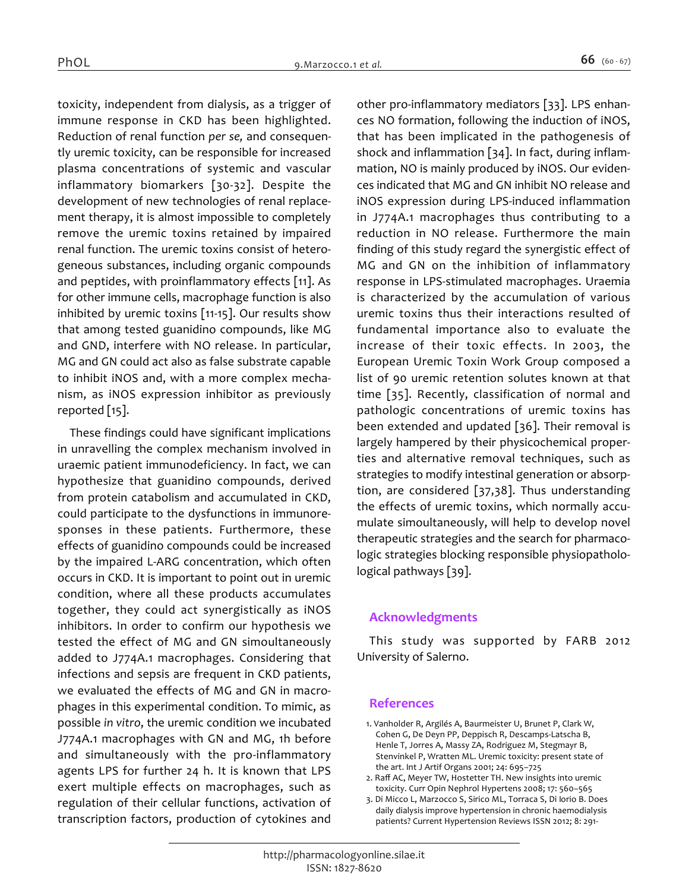toxicity, independent from dialysis, as a trigger of immune response in CKD has been highlighted. Reduction of renal function *per se,* and consequently uremic toxicity, can be responsible for increased plasma concentrations of systemic and vascular inflammatory biomarkers [30-32]. Despite the development of new technologies of renal replacement therapy, it is almost impossible to completely remove the uremic toxins retained by impaired renal function. The uremic toxins consist of heterogeneous substances, including organic compounds and peptides, with proinflammatory effects [11]. As for other immune cells, macrophage function is also inhibited by uremic toxins [11-15]. Our results show that among tested guanidino compounds, like MG and GND, interfere with NO release. In particular, MG and GN could act also as false substrate capable to inhibit iNOS and, with a more complex mechanism, as iNOS expression inhibitor as previously reported [15].

These findings could have significant implications in unravelling the complex mechanism involved in uraemic patient immunodeficiency. In fact, we can hypothesize that guanidino compounds, derived from protein catabolism and accumulated in CKD, could participate to the dysfunctions in immunoresponses in these patients. Furthermore, these effects of guanidino compounds could be increased by the impaired L-ARG concentration, which often occurs in CKD. It is important to point out in uremic condition, where all these products accumulates together, they could act synergistically as iNOS inhibitors. In order to confirm our hypothesis we tested the effect of MG and GN simoultaneously added to J774A.1 macrophages. Considering that infections and sepsis are frequent in CKD patients, we evaluated the effects of MG and GN in macrophages in this experimental condition. To mimic, as possible *in vitro*, the uremic condition we incubated J774A.1 macrophages with GN and MG, 1h before and simultaneously with the pro-inflammatory agents LPS for further 24 h. It is known that LPS exert multiple effects on macrophages, such as regulation of their cellular functions, activation of transcription factors, production of cytokines and other pro-inflammatory mediators [33]. LPS enhances NO formation, following the induction of iNOS, that has been implicated in the pathogenesis of shock and inflammation [34]. In fact, during inflammation, NO is mainly produced by iNOS. Our evidences indicated that MG and GN inhibit NO release and iNOS expression during LPS-induced inflammation in J774A.1 macrophages thus contributing to a reduction in NO release. Furthermore the main finding of this study regard the synergistic effect of MG and GN on the inhibition of inflammatory response in LPS-stimulated macrophages. Uraemia is characterized by the accumulation of various uremic toxins thus their interactions resulted of fundamental importance also to evaluate the increase of their toxic effects. In 2003, the European Uremic Toxin Work Group composed a list of 90 uremic retention solutes known at that time [35]. Recently, classification of normal and pathologic concentrations of uremic toxins has been extended and updated [36]. Their removal is largely hampered by their physicochemical properties and alternative removal techniques, such as strategies to modify intestinal generation or absorption, are considered [37,38]. Thus understanding the effects of uremic toxins, which normally accumulate simultaneously, will help to develop novel therapeutic strategies and the search for pharmacologic strategies blocking responsible physiopathological pathways [39].

## Acknowledgments

This study was supported by FARB 2012 University of Salerno.

## References

1. Vanholder R, Argilés A, Baurmeister U, Brunet P, Clark W, Cohen G, De Deyn PP, Deppisch R, Descamps-Latscha B, Henle T, Jorres A, Massy ZA, Rodriguez M, Stegmayr B, Stenvinkel P, Wratten ML. Uremic toxicity: present state of the art. Int J Artif Organs 2001; 24: 695–725
2. Raff AC, Meyer TW, Hostetter TH. New insights into uremic toxicity. Curr Opin Nephrol Hypertens 2008; 17: 560–565
3. Di Micco L, Marzocco S, Sirico ML, Torraca S, Di Iorio B. Does daily dialysis improve hypertension in chronic haemodialysis patients? Current Hypertension Reviews ISSN 2012; 8: 291-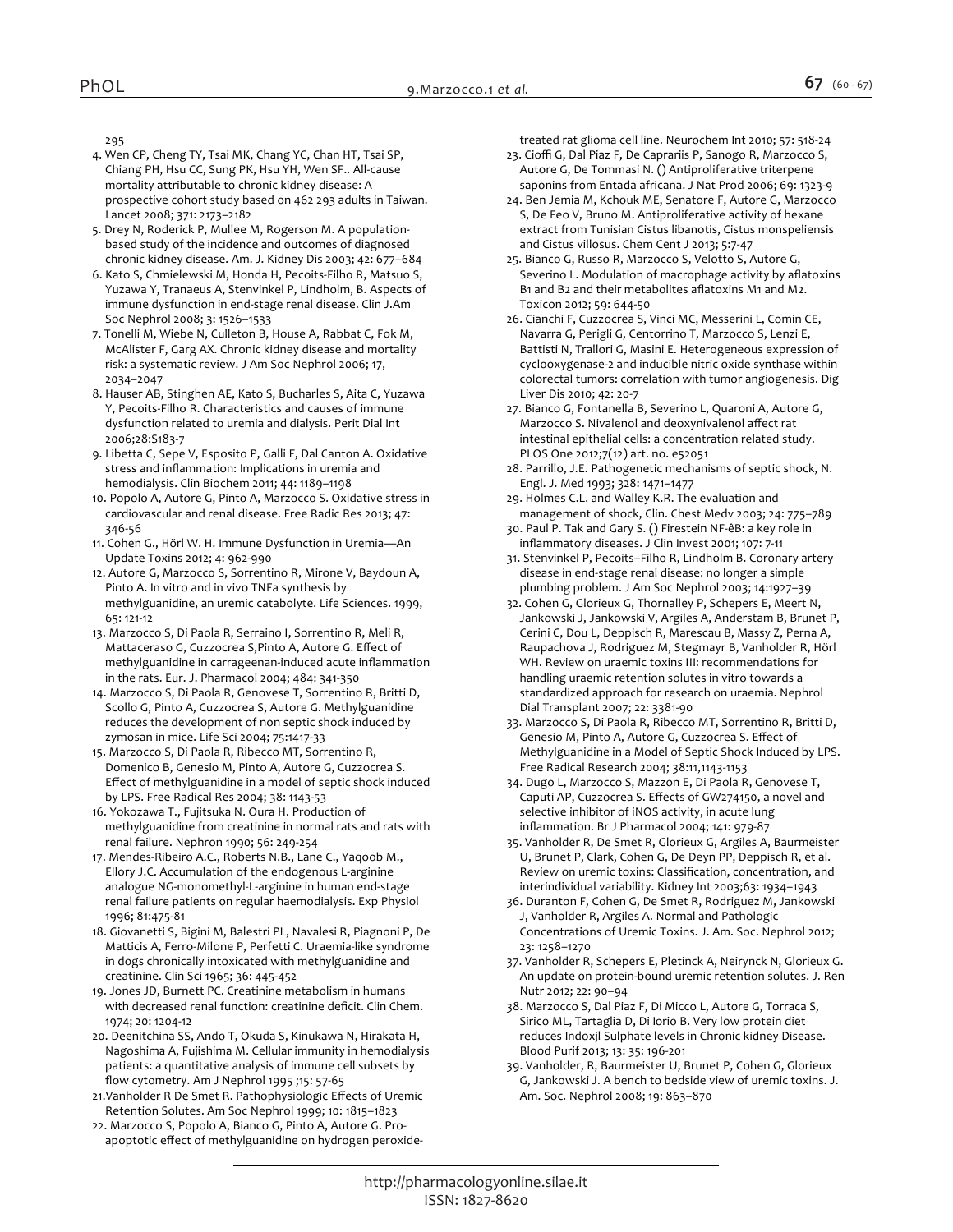295

4. Wen CP, Cheng TY, Tsai MK, Chang YC, Chan HT, Tsai SP, Chiang PH, Hsu CC, Sung PK, Hsu YH, Wen SF.. All-cause mortality attributable to chronic kidney disease: A prospective cohort study based on 462 293 adults in Taiwan. Lancet 2008; 371: 2173–2182
5. Drey N, Roderick P, Mullee M, Rogerson M. A population-based study of the incidence and outcomes of diagnosed chronic kidney disease. Am. J. Kidney Dis 2003; 42: 677–684
6. Kato S, Chmielewski M, Honda H, Pecoits-Filho R, Matsuo S, Yuzawa Y, Tranaeus A, Stenvinkel P, Lindholm, B. Aspects of immune dysfunction in end-stage renal disease. Clin J.Am Soc Nephrol 2008; 3: 1526–1533
7. Tonelli M, Wiebe N, Culleton B, House A, Rabbat C, Fok M, McAlister F, Garg AX. Chronic kidney disease and mortality risk: a systematic review. J Am Soc Nephrol 2006; 17, 2034–2047
8. Hauser AB, Stinghen AE, Kato S, Bucharles S, Aita C, Yuzawa Y, Pecoits-Filho R. Characteristics and causes of immune dysfunction related to uremia and dialysis. Perit Dial Int 2006;28:S183-7
9. Libetta C, Sepe V, Esposito P, Galli F, Dal Canton A. Oxidative stress and inflammation: Implications in uremia and hemodialysis. Clin Biochem 2011; 44: 1189–1198
10. Popolo A, Autore G, Pinto A, Marzocco S. Oxidative stress in cardiovascular and renal disease. Free Radic Res 2013; 47: 346-56
11. Cohen G., Hörl W. H. Immune Dysfunction in Uremia—An Update Toxins 2012; 4: 962-990
12. Autore G, Marzocco S, Sorrentino R, Mirone V, Baydoun A, Pinto A. In vitro and in vivo TNFa synthesis by methylguanidine, an uremic catabolyte. Life Sciences. 1999, 65: 121-12
13. Marzocco S, Di Paola R, Serraino I, Sorrentino R, Meli R, Mattaceraso G, Cuzzocrea S,Pinto A, Autore G. Effect of methylguanidine in carrageenan-induced acute inflammation in the rats. Eur. J. Pharmacol 2004; 484: 341-350
14. Marzocco S, Di Paola R, Genovese T, Sorrentino R, Britti D, Scollo G, Pinto A, Cuzzocrea S, Autore G. Methylguanidine reduces the development of non septic shock induced by zymosan in mice. Life Sci 2004; 75:1417-33
15. Marzocco S, Di Paola R, Ribecco MT, Sorrentino R, Domenico B, Genesio M, Pinto A, Autore G, Cuzzocrea S. Effect of methylguanidine in a model of septic shock induced by LPS. Free Radical Res 2004; 38: 1143-53
16. Yokozawa T., Fujitsuka N. Oura H. Production of methylguanidine from creatinine in normal rats and rats with renal failure. Nephron 1990; 56: 249-254
17. Mendes-Ribeiro A.C., Roberts N.B., Lane C., Yaqoob M., Ellory J.C. Accumulation of the endogenous L-arginine analogue NG-monomethyl-L-arginine in human end-stage renal failure patients on regular haemodialysis. Exp Physiol 1996; 81:475-81
18. Giovanetti S, Bigini M, Balestri PL, Navalesi R, Piagnoni P, De Matticis A, Ferro-Milone P, Perfetti C. Uraemia-like syndrome in dogs chronically intoxicated with methylguanidine and creatinine. Clin Sci 1965; 36: 445-452
19. Jones JD, Burnett PC. Creatinine metabolism in humans with decreased renal function: creatinine deficit. Clin Chem. 1974; 20: 1204-12
20. Deenitchina SS, Ando T, Okuda S, Kinukawa N, Hirakata H, Nagoshima A, Fujishima M. Cellular immunity in hemodialysis patients: a quantitative analysis of immune cell subsets by flow cytometry. Am J Nephrol 1995 ;15: 57-65
21. Vanholder R De Smet R. Pathophysiologic Effects of Uremic Retention Solutes. Am Soc Nephrol 1999; 10: 1815–1823
22. Marzocco S, Popolo A, Bianco G, Pinto A, Autore G. Pro-apoptotic effect of methylguanidine on hydrogen peroxide-treated rat glioma cell line. Neurochem Int 2010; 57: 518-24
23. Cioffi G, Dal Piaz F, De Caprariis P, Sanogo R, Marzocco S, Autore G, De Tommasi N. () Antiproliferative triterpene saponins from Entada africana. J Nat Prod 2006; 69: 1323-9
24. Ben Jemia M, Kchouk ME, Senatore F, Autore G, Marzocco S, De Feo V, Bruno M. Antiproliferative activity of hexane extract from Tunisian Cistus libanotis, Cistus monspeliensis and Cistus villosus. Chem Cent J 2013; 5:7-47
25. Bianco G, Russo R, Marzocco S, Velotto S, Autore G, Severino L. Modulation of macrophage activity by aflatoxins B1 and B2 and their metabolites aflatoxins M1 and M2. Toxicon 2012; 59: 644-50
26. Cianchi F, Cuzzocrea S, Vinci MC, Messerini L, Comin CE, Navarra G, Perigli G, Centorrino T, Marzocco S, Lenzi E, Battisti N, Trallori G, Masini E. Heterogeneous expression of cyclooxygenase-2 and inducible nitric oxide synthase within colorectal tumors: correlation with tumor angiogenesis. Dig Liver Dis 2010; 42: 20-7
27. Bianco G, Fontanella B, Severino L, Quaroni A, Autore G, Marzocco S. Nivalenol and deoxynivalenol affect rat intestinal epithelial cells: a concentration related study. PLOS One 2012;7(12) art. no. e52051
28. Parrillo, J.E. Pathogenetic mechanisms of septic shock, N. Engl. J. Med 1993; 328: 1471–1477
29. Holmes C.L. and Walley K.R. The evaluation and management of shock, Clin. Chest Medv 2003; 24: 775–789
30. Paul P. Tak and Gary S. () Firestein NF-êB: a key role in inflammatory diseases. J Clin Invest 2001; 107: 7-11
31. Stenvinkel P, Pecoits–Filho R, Lindholm B. Coronary artery disease in end-stage renal disease: no longer a simple plumbing problem. J Am Soc Nephrol 2003; 14:1927–39
32. Cohen G, Glorieux G, Thornalley P, Schepers E, Meert N, Jankowski J, Jankowski V, Argiles A, Anderstam B, Brunet P, Cerini C, Dou L, Deppisch R, Marescau B, Massy Z, Perna A, Raupachova J, Rodriguez M, Stegmayr B, Vanholder R, Hörl WH. Review on uraemic toxins III: recommendations for handling uraemic retention solutes in vitro towards a standardized approach for research on uraemia. Nephrol Dial Transplant 2007; 22: 3381-90
33. Marzocco S, Di Paola R, Ribecco MT, Sorrentino R, Britti D, Genesio M, Pinto A, Autore G, Cuzzocrea S. Effect of Methylguanidine in a Model of Septic Shock Induced by LPS. Free Radical Research 2004; 38:11,1143-1153
34. Dugo L, Marzocco S, Mazzon E, Di Paola R, Genovese T, Caputi AP, Cuzzocrea S. Effects of GW274150, a novel and selective inhibitor of iNOS activity, in acute lung inflammation. Br J Pharmacol 2004; 141: 979-87
35. Vanholder R, De Smet R, Glorieux G, Argiles A, Baurmeister U, Brunet P, Clark, Cohen G, De Deyn PP, Deppisch R, et al. Review on uremic toxins: Classification, concentration, and interindividual variability. Kidney Int 2003;63: 1934–1943
36. Duranton F, Cohen G, De Smet R, Rodriguez M, Jankowski J, Vanholder R, Argiles A. Normal and Pathologic Concentrations of Uremic Toxins. J. Am. Soc. Nephrol 2012; 23: 1258–1270
37. Vanholder R, Schepers E, Pletinck A, Neirynck N, Glorieux G. An update on protein-bound uremic retention solutes. J. Ren Nutr 2012; 22: 90–94
38. Marzocco S, Dal Piaz F, Di Micco L, Autore G, Torraca S, Sirico ML, Tartaglia D, Di Iorio B. Very low protein diet reduces Indoxjl Sulphate levels in Chronic kidney Disease. Blood Purif 2013; 13: 35: 196-201
39. Vanholder, R, Baurmeister U, Brunet P, Cohen G, Glorieux G, Jankowski J. A bench to bedside view of uremic toxins. J. Am. Soc. Nephrol 2008; 19: 863–870